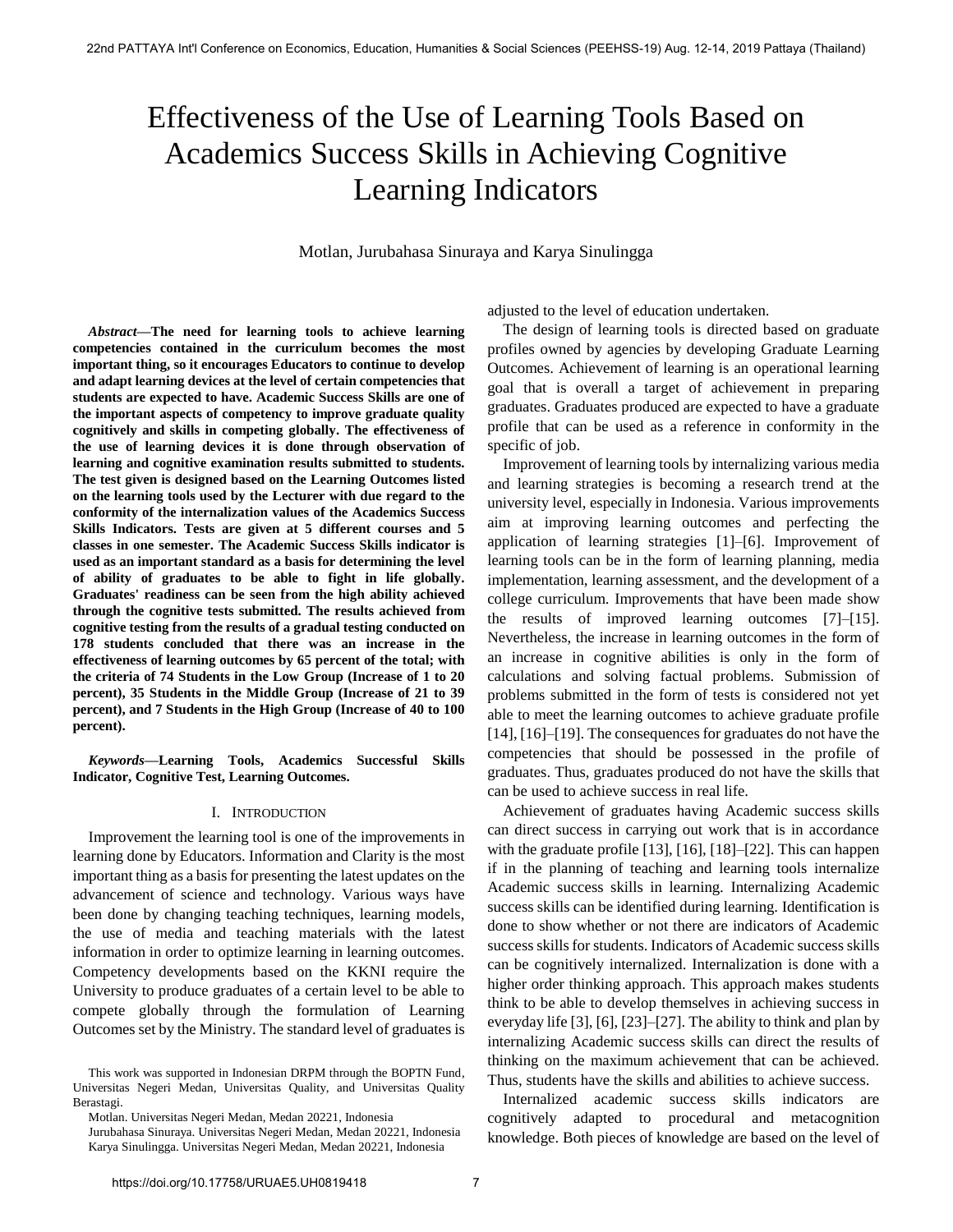# Effectiveness of the Use of Learning Tools Based on Academics Success Skills in Achieving Cognitive Learning Indicators

Motlan, Jurubahasa Sinuraya and Karya Sinulingga

***Abstract*—The need for learning tools to achieve learning competencies contained in the curriculum becomes the most important thing, so it encourages Educators to continue to develop and adapt learning devices at the level of certain competencies that students are expected to have. Academic Success Skills are one of the important aspects of competency to improve graduate quality cognitively and skills in competing globally. The effectiveness of the use of learning devices it is done through observation of learning and cognitive examination results submitted to students. The test given is designed based on the Learning Outcomes listed on the learning tools used by the Lecturer with due regard to the conformity of the internalization values of the Academics Success Skills Indicators. Tests are given at 5 different courses and 5 classes in one semester. The Academic Success Skills indicator is used as an important standard as a basis for determining the level of ability of graduates to be able to fight in life globally. Graduates' readiness can be seen from the high ability achieved through the cognitive tests submitted. The results achieved from cognitive testing from the results of a gradual testing conducted on 178 students concluded that there was an increase in the effectiveness of learning outcomes by 65 percent of the total; with the criteria of 74 Students in the Low Group (Increase of 1 to 20 percent), 35 Students in the Middle Group (Increase of 21 to 39 percent), and 7 Students in the High Group (Increase of 40 to 100 percent).**

***Keywords*—Learning Tools, Academics Successful Skills Indicator, Cognitive Test, Learning Outcomes.**

## I. Introduction

Improvement the learning tool is one of the improvements in learning done by Educators. Information and Clarity is the most important thing as a basis for presenting the latest updates on the advancement of science and technology. Various ways have been done by changing teaching techniques, learning models, the use of media and teaching materials with the latest information in order to optimize learning in learning outcomes. Competency developments based on the KKNI require the University to produce graduates of a certain level to be able to compete globally through the formulation of Learning Outcomes set by the Ministry. The standard level of graduates is adjusted to the level of education undertaken.

The design of learning tools is directed based on graduate profiles owned by agencies by developing Graduate Learning Outcomes. Achievement of learning is an operational learning goal that is overall a target of achievement in preparing graduates. Graduates produced are expected to have a graduate profile that can be used as a reference in conformity in the specific of job.

Improvement of learning tools by internalizing various media and learning strategies is becoming a research trend at the university level, especially in Indonesia. Various improvements aim at improving learning outcomes and perfecting the application of learning strategies [1]–[6]. Improvement of learning tools can be in the form of learning planning, media implementation, learning assessment, and the development of a college curriculum. Improvements that have been made show the results of improved learning outcomes [7]–[15]. Nevertheless, the increase in learning outcomes in the form of an increase in cognitive abilities is only in the form of calculations and solving factual problems. Submission of problems submitted in the form of tests is considered not yet able to meet the learning outcomes to achieve graduate profile [14], [16]–[19]. The consequences for graduates do not have the competencies that should be possessed in the profile of graduates. Thus, graduates produced do not have the skills that can be used to achieve success in real life.

Achievement of graduates having Academic success skills can direct success in carrying out work that is in accordance with the graduate profile [13], [16], [18]–[22]. This can happen if in the planning of teaching and learning tools internalize Academic success skills in learning. Internalizing Academic success skills can be identified during learning. Identification is done to show whether or not there are indicators of Academic success skills for students. Indicators of Academic success skills can be cognitively internalized. Internalization is done with a higher order thinking approach. This approach makes students think to be able to develop themselves in achieving success in everyday life [3], [6], [23]–[27]. The ability to think and plan by internalizing Academic success skills can direct the results of thinking on the maximum achievement that can be achieved. Thus, students have the skills and abilities to achieve success.

Internalized academic success skills indicators are cognitively adapted to procedural and metacognition knowledge. Both pieces of knowledge are based on the level of

This work was supported in Indonesian DRPM through the BOPTN Fund, Universitas Negeri Medan, Universitas Quality, and Universitas Quality Berastagi.

Motlan. Universitas Negeri Medan, Medan 20221, Indonesia
Jurubahasa Sinuraya. Universitas Negeri Medan, Medan 20221, Indonesia
Karya Sinulingga. Universitas Negeri Medan, Medan 20221, Indonesia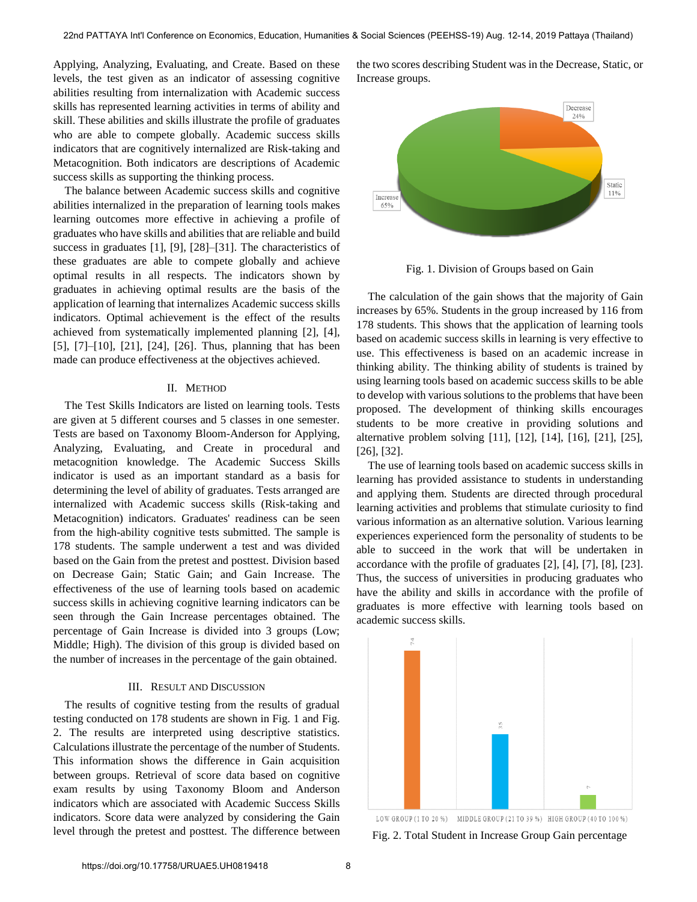Applying, Analyzing, Evaluating, and Create. Based on these levels, the test given as an indicator of assessing cognitive abilities resulting from internalization with Academic success skills has represented learning activities in terms of ability and skill. These abilities and skills illustrate the profile of graduates who are able to compete globally. Academic success skills indicators that are cognitively internalized are Risk-taking and Metacognition. Both indicators are descriptions of Academic success skills as supporting the thinking process.

The balance between Academic success skills and cognitive abilities internalized in the preparation of learning tools makes learning outcomes more effective in achieving a profile of graduates who have skills and abilities that are reliable and build success in graduates [1], [9], [28]–[31]. The characteristics of these graduates are able to compete globally and achieve optimal results in all respects. The indicators shown by graduates in achieving optimal results are the basis of the application of learning that internalizes Academic success skills indicators. Optimal achievement is the effect of the results achieved from systematically implemented planning [2], [4], [5], [7]–[10], [21], [24], [26]. Thus, planning that has been made can produce effectiveness at the objectives achieved.

## II. Method

The Test Skills Indicators are listed on learning tools. Tests are given at 5 different courses and 5 classes in one semester. Tests are based on Taxonomy Bloom-Anderson for Applying, Analyzing, Evaluating, and Create in procedural and metacognition knowledge. The Academic Success Skills indicator is used as an important standard as a basis for determining the level of ability of graduates. Tests arranged are internalized with Academic success skills (Risk-taking and Metacognition) indicators. Graduates' readiness can be seen from the high-ability cognitive tests submitted. The sample is 178 students. The sample underwent a test and was divided based on the Gain from the pretest and posttest. Division based on Decrease Gain; Static Gain; and Gain Increase. The effectiveness of the use of learning tools based on academic success skills in achieving cognitive learning indicators can be seen through the Gain Increase percentages obtained. The percentage of Gain Increase is divided into 3 groups (Low; Middle; High). The division of this group is divided based on the number of increases in the percentage of the gain obtained.

## III. Result and Discussion

The results of cognitive testing from the results of gradual testing conducted on 178 students are shown in Fig. 1 and Fig. 2. The results are interpreted using descriptive statistics. Calculations illustrate the percentage of the number of Students. This information shows the difference in Gain acquisition between groups. Retrieval of score data based on cognitive exam results by using Taxonomy Bloom and Anderson indicators which are associated with Academic Success Skills indicators. Score data were analyzed by considering the Gain level through the pretest and posttest. The difference between the two scores describing Student was in the Decrease, Static, or Increase groups.

Fig. 1. Division of Groups based on Gain

The calculation of the gain shows that the majority of Gain increases by 65%. Students in the group increased by 116 from 178 students. This shows that the application of learning tools based on academic success skills in learning is very effective to use. This effectiveness is based on an academic increase in thinking ability. The thinking ability of students is trained by using learning tools based on academic success skills to be able to develop with various solutions to the problems that have been proposed. The development of thinking skills encourages students to be more creative in providing solutions and alternative problem solving [11], [12], [14], [16], [21], [25], [26], [32].

The use of learning tools based on academic success skills in learning has provided assistance to students in understanding and applying them. Students are directed through procedural learning activities and problems that stimulate curiosity to find various information as an alternative solution. Various learning experiences experienced form the personality of students to be able to succeed in the work that will be undertaken in accordance with the profile of graduates [2], [4], [7], [8], [23]. Thus, the success of universities in producing graduates who have the ability and skills in accordance with the profile of graduates is more effective with learning tools based on academic success skills.

Fig. 2. Total Student in Increase Group Gain percentage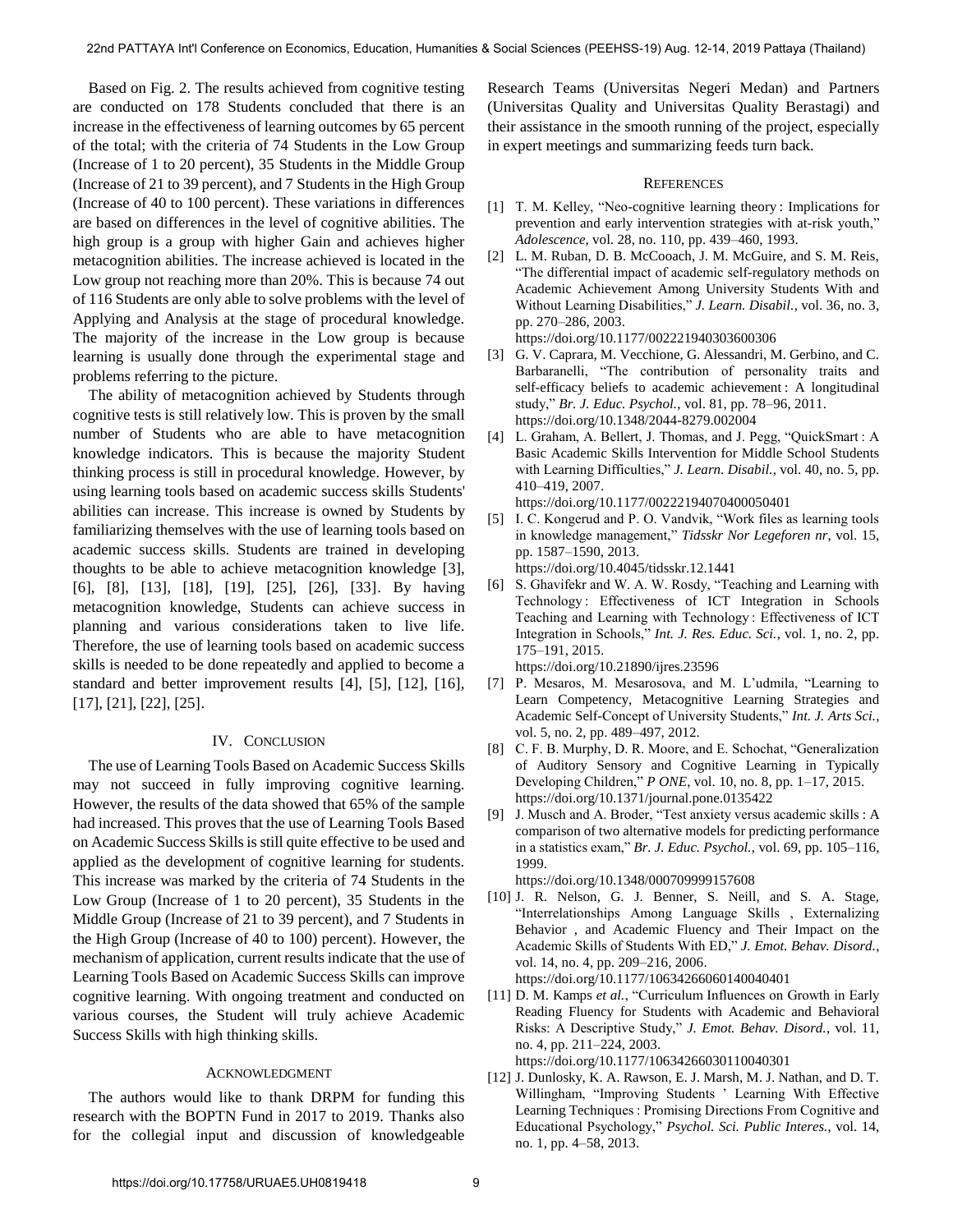Based on Fig. 2. The results achieved from cognitive testing are conducted on 178 Students concluded that there is an increase in the effectiveness of learning outcomes by 65 percent of the total; with the criteria of 74 Students in the Low Group (Increase of 1 to 20 percent), 35 Students in the Middle Group (Increase of 21 to 39 percent), and 7 Students in the High Group (Increase of 40 to 100 percent). These variations in differences are based on differences in the level of cognitive abilities. The high group is a group with higher Gain and achieves higher metacognition abilities. The increase achieved is located in the Low group not reaching more than 20%. This is because 74 out of 116 Students are only able to solve problems with the level of Applying and Analysis at the stage of procedural knowledge. The majority of the increase in the Low group is because learning is usually done through the experimental stage and problems referring to the picture.

The ability of metacognition achieved by Students through cognitive tests is still relatively low. This is proven by the small number of Students who are able to have metacognition knowledge indicators. This is because the majority Student thinking process is still in procedural knowledge. However, by using learning tools based on academic success skills Students' abilities can increase. This increase is owned by Students by familiarizing themselves with the use of learning tools based on academic success skills. Students are trained in developing thoughts to be able to achieve metacognition knowledge [3], [6], [8], [13], [18], [19], [25], [26], [33]. By having metacognition knowledge, Students can achieve success in planning and various considerations taken to live life. Therefore, the use of learning tools based on academic success skills is needed to be done repeatedly and applied to become a standard and better improvement results [4], [5], [12], [16], [17], [21], [22], [25].

## IV. Conclusion

The use of Learning Tools Based on Academic Success Skills may not succeed in fully improving cognitive learning. However, the results of the data showed that 65% of the sample had increased. This proves that the use of Learning Tools Based on Academic Success Skills is still quite effective to be used and applied as the development of cognitive learning for students. This increase was marked by the criteria of 74 Students in the Low Group (Increase of 1 to 20 percent), 35 Students in the Middle Group (Increase of 21 to 39 percent), and 7 Students in the High Group (Increase of 40 to 100) percent). However, the mechanism of application, current results indicate that the use of Learning Tools Based on Academic Success Skills can improve cognitive learning. With ongoing treatment and conducted on various courses, the Student will truly achieve Academic Success Skills with high thinking skills.

## Acknowledgment

The authors would like to thank DRPM for funding this research with the BOPTN Fund in 2017 to 2019. Thanks also for the collegial input and discussion of knowledgeable Research Teams (Universitas Negeri Medan) and Partners (Universitas Quality and Universitas Quality Berastagi) and their assistance in the smooth running of the project, especially in expert meetings and summarizing feeds turn back.

## References

[1] T. M. Kelley, "Neo-cognitive learning theory : Implications for prevention and early intervention strategies with at-risk youth," *Adolescence*, vol. 28, no. 110, pp. 439–460, 1993.

[2] L. M. Ruban, D. B. McCooach, J. M. McGuire, and S. M. Reis, "The differential impact of academic self-regulatory methods on Academic Achievement Among University Students With and Without Learning Disabilities," *J. Learn. Disabil.*, vol. 36, no. 3, pp. 270–286, 2003. https://doi.org/10.1177/002221940303600306

[3] G. V. Caprara, M. Vecchione, G. Alessandri, M. Gerbino, and C. Barbaranelli, "The contribution of personality traits and self-efficacy beliefs to academic achievement : A longitudinal study," *Br. J. Educ. Psychol.*, vol. 81, pp. 78–96, 2011. https://doi.org/10.1348/2044-8279.002004

[4] L. Graham, A. Bellert, J. Thomas, and J. Pegg, "QuickSmart : A Basic Academic Skills Intervention for Middle School Students with Learning Difficulties," *J. Learn. Disabil.*, vol. 40, no. 5, pp. 410–419, 2007. https://doi.org/10.1177/00222194070400050401

[5] I. C. Kongerud and P. O. Vandvik, "Work files as learning tools in knowledge management," *Tidsskr Nor Legeforen nr*, vol. 15, pp. 1587–1590, 2013. https://doi.org/10.4045/tidsskr.12.1441

[6] S. Ghavifekr and W. A. W. Rosdy, "Teaching and Learning with Technology : Effectiveness of ICT Integration in Schools Teaching and Learning with Technology : Effectiveness of ICT Integration in Schools," *Int. J. Res. Educ. Sci.*, vol. 1, no. 2, pp. 175–191, 2015. https://doi.org/10.21890/ijres.23596

[7] P. Mesaros, M. Mesarosova, and M. L'udmila, "Learning to Learn Competency, Metacognitive Learning Strategies and Academic Self-Concept of University Students," *Int. J. Arts Sci.*, vol. 5, no. 2, pp. 489–497, 2012.

[8] C. F. B. Murphy, D. R. Moore, and E. Schochat, "Generalization of Auditory Sensory and Cognitive Learning in Typically Developing Children," *P ONE*, vol. 10, no. 8, pp. 1–17, 2015. https://doi.org/10.1371/journal.pone.0135422

[9] J. Musch and A. Broder, "Test anxiety versus academic skills : A comparison of two alternative models for predicting performance in a statistics exam," *Br. J. Educ. Psychol.*, vol. 69, pp. 105–116, 1999. https://doi.org/10.1348/000709999157608

[10] J. R. Nelson, G. J. Benner, S. Neill, and S. A. Stage, "Interrelationships Among Language Skills , Externalizing Behavior , and Academic Fluency and Their Impact on the Academic Skills of Students With ED," *J. Emot. Behav. Disord.*, vol. 14, no. 4, pp. 209–216, 2006. https://doi.org/10.1177/10634266060140040401

[11] D. M. Kamps *et al.*, "Curriculum Influences on Growth in Early Reading Fluency for Students with Academic and Behavioral Risks: A Descriptive Study," *J. Emot. Behav. Disord.*, vol. 11, no. 4, pp. 211–224, 2003. https://doi.org/10.1177/10634266030110040301

[12] J. Dunlosky, K. A. Rawson, E. J. Marsh, M. J. Nathan, and D. T. Willingham, "Improving Students ' Learning With Effective Learning Techniques : Promising Directions From Cognitive and Educational Psychology," *Psychol. Sci. Public Interes.*, vol. 14, no. 1, pp. 4–58, 2013.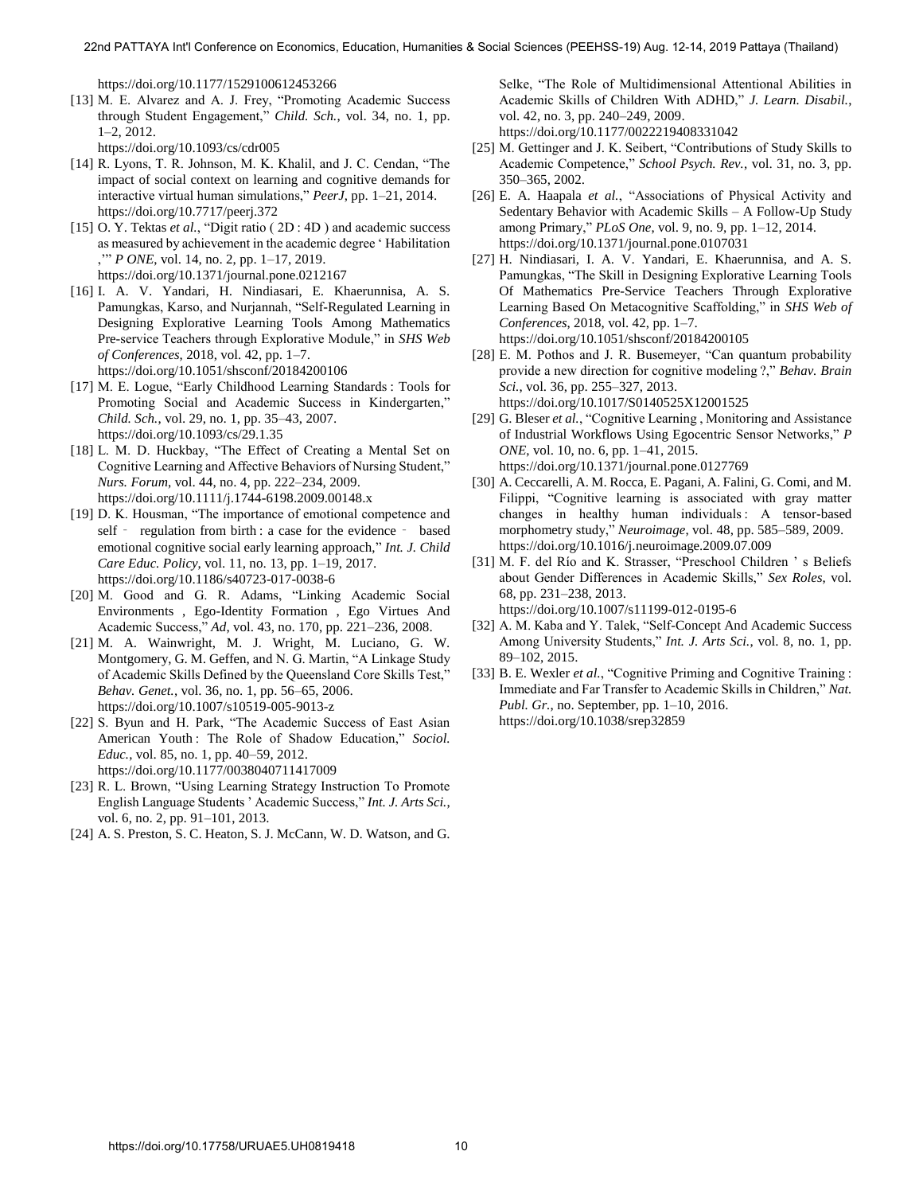https://doi.org/10.1177/1529100612453266

[13] M. E. Alvarez and A. J. Frey, "Promoting Academic Success through Student Engagement," *Child. Sch.*, vol. 34, no. 1, pp. 1–2, 2012. https://doi.org/10.1093/cs/cdr005

[14] R. Lyons, T. R. Johnson, M. K. Khalil, and J. C. Cendan, "The impact of social context on learning and cognitive demands for interactive virtual human simulations," *PeerJ*, pp. 1–21, 2014. https://doi.org/10.7717/peerj.372

[15] O. Y. Tektas *et al.*, "Digit ratio ( 2D : 4D ) and academic success as measured by achievement in the academic degree ' Habilitation ,'" *P ONE*, vol. 14, no. 2, pp. 1–17, 2019. https://doi.org/10.1371/journal.pone.0212167

[16] I. A. V. Yandari, H. Nindiasari, E. Khaerunnisa, A. S. Pamungkas, Karso, and Nurjannah, "Self-Regulated Learning in Designing Explorative Learning Tools Among Mathematics Pre-service Teachers through Explorative Module," in *SHS Web of Conferences*, 2018, vol. 42, pp. 1–7. https://doi.org/10.1051/shsconf/20184200106

[17] M. E. Logue, "Early Childhood Learning Standards : Tools for Promoting Social and Academic Success in Kindergarten," *Child. Sch.*, vol. 29, no. 1, pp. 35–43, 2007. https://doi.org/10.1093/cs/29.1.35

[18] L. M. D. Huckbay, "The Effect of Creating a Mental Set on Cognitive Learning and Affective Behaviors of Nursing Student," *Nurs. Forum*, vol. 44, no. 4, pp. 222–234, 2009. https://doi.org/10.1111/j.1744-6198.2009.00148.x

[19] D. K. Housman, "The importance of emotional competence and self ‐ regulation from birth : a case for the evidence ‐ based emotional cognitive social early learning approach," *Int. J. Child Care Educ. Policy*, vol. 11, no. 13, pp. 1–19, 2017. https://doi.org/10.1186/s40723-017-0038-6

[20] M. Good and G. R. Adams, "Linking Academic Social Environments , Ego-Identity Formation , Ego Virtues And Academic Success," *Ad*, vol. 43, no. 170, pp. 221–236, 2008.

[21] M. A. Wainwright, M. J. Wright, M. Luciano, G. W. Montgomery, G. M. Geffen, and N. G. Martin, "A Linkage Study of Academic Skills Defined by the Queensland Core Skills Test," *Behav. Genet.*, vol. 36, no. 1, pp. 56–65, 2006. https://doi.org/10.1007/s10519-005-9013-z

[22] S. Byun and H. Park, "The Academic Success of East Asian American Youth : The Role of Shadow Education," *Sociol. Educ.*, vol. 85, no. 1, pp. 40–59, 2012. https://doi.org/10.1177/0038040711417009

[23] R. L. Brown, "Using Learning Strategy Instruction To Promote English Language Students ' Academic Success," *Int. J. Arts Sci.*, vol. 6, no. 2, pp. 91–101, 2013.

[24] A. S. Preston, S. C. Heaton, S. J. McCann, W. D. Watson, and G. Selke, "The Role of Multidimensional Attentional Abilities in Academic Skills of Children With ADHD," *J. Learn. Disabil.*, vol. 42, no. 3, pp. 240–249, 2009. https://doi.org/10.1177/0022219408331042

[25] M. Gettinger and J. K. Seibert, "Contributions of Study Skills to Academic Competence," *School Psych. Rev.*, vol. 31, no. 3, pp. 350–365, 2002.

[26] E. A. Haapala *et al.*, "Associations of Physical Activity and Sedentary Behavior with Academic Skills – A Follow-Up Study among Primary," *PLoS One*, vol. 9, no. 9, pp. 1–12, 2014. https://doi.org/10.1371/journal.pone.0107031

[27] H. Nindiasari, I. A. V. Yandari, E. Khaerunnisa, and A. S. Pamungkas, "The Skill in Designing Explorative Learning Tools Of Mathematics Pre-Service Teachers Through Explorative Learning Based On Metacognitive Scaffolding," in *SHS Web of Conferences*, 2018, vol. 42, pp. 1–7. https://doi.org/10.1051/shsconf/20184200105

[28] E. M. Pothos and J. R. Busemeyer, "Can quantum probability provide a new direction for cognitive modeling ?," *Behav. Brain Sci.*, vol. 36, pp. 255–327, 2013. https://doi.org/10.1017/S0140525X12001525

[29] G. Bleser *et al.*, "Cognitive Learning , Monitoring and Assistance of Industrial Workflows Using Egocentric Sensor Networks," *P ONE*, vol. 10, no. 6, pp. 1–41, 2015. https://doi.org/10.1371/journal.pone.0127769

[30] A. Ceccarelli, A. M. Rocca, E. Pagani, A. Falini, G. Comi, and M. Filippi, "Cognitive learning is associated with gray matter changes in healthy human individuals : A tensor-based morphometry study," *Neuroimage*, vol. 48, pp. 585–589, 2009. https://doi.org/10.1016/j.neuroimage.2009.07.009

[31] M. F. del Río and K. Strasser, "Preschool Children ' s Beliefs about Gender Differences in Academic Skills," *Sex Roles*, vol. 68, pp. 231–238, 2013. https://doi.org/10.1007/s11199-012-0195-6

[32] A. M. Kaba and Y. Talek, "Self-Concept And Academic Success Among University Students," *Int. J. Arts Sci.*, vol. 8, no. 1, pp. 89–102, 2015.

[33] B. E. Wexler *et al.*, "Cognitive Priming and Cognitive Training : Immediate and Far Transfer to Academic Skills in Children," *Nat. Publ. Gr.*, no. September, pp. 1–10, 2016. https://doi.org/10.1038/srep32859